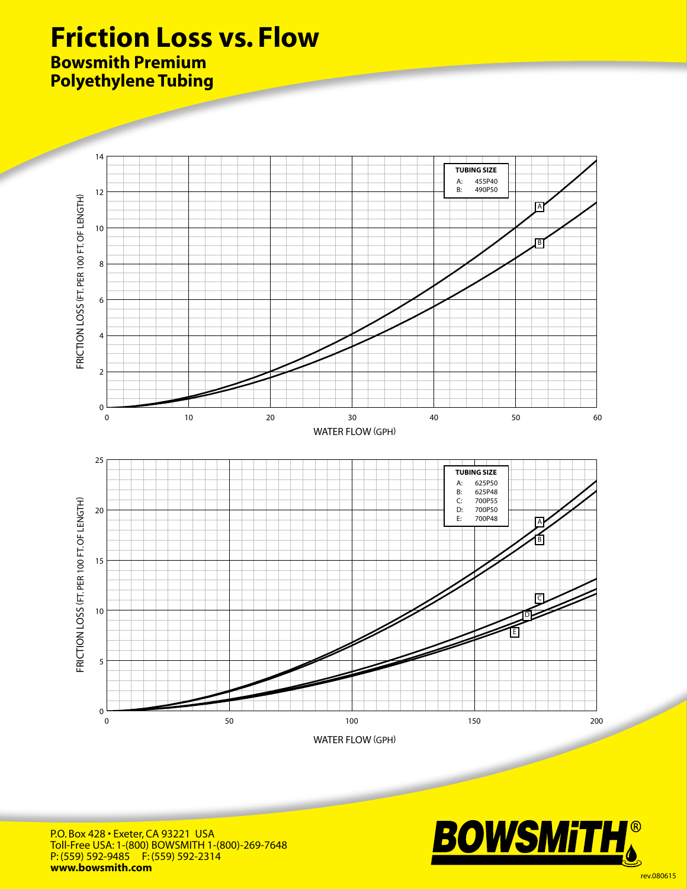# Friction Loss vs. Flow

## Bowsmith Premium Polyethylene Tubing

| TUBING SIZE | |
|---|---|
| A: | 455P40 |
| B: | 490P50 |

FRICTION LOSS (FT. PER 100 FT. OF LENGTH)

WATER FLOW (GPH)

| TUBING SIZE | |
|---|---|
| A: | 625P50 |
| B: | 625P48 |
| C: | 700P55 |
| D: | 700P50 |
| E: | 700P48 |

FRICTION LOSS (FT. PER 100 FT. OF LENGTH)

WATER FLOW (GPH)

P.O. Box 428 • Exeter, CA 93221 USA
Toll-Free USA: 1-(800) BOWSMITH 1-(800)-269-7648
P: (559) 592-9485 F: (559) 592-2314
**www.bowsmith.com**

BOWSMITH®

rev.080615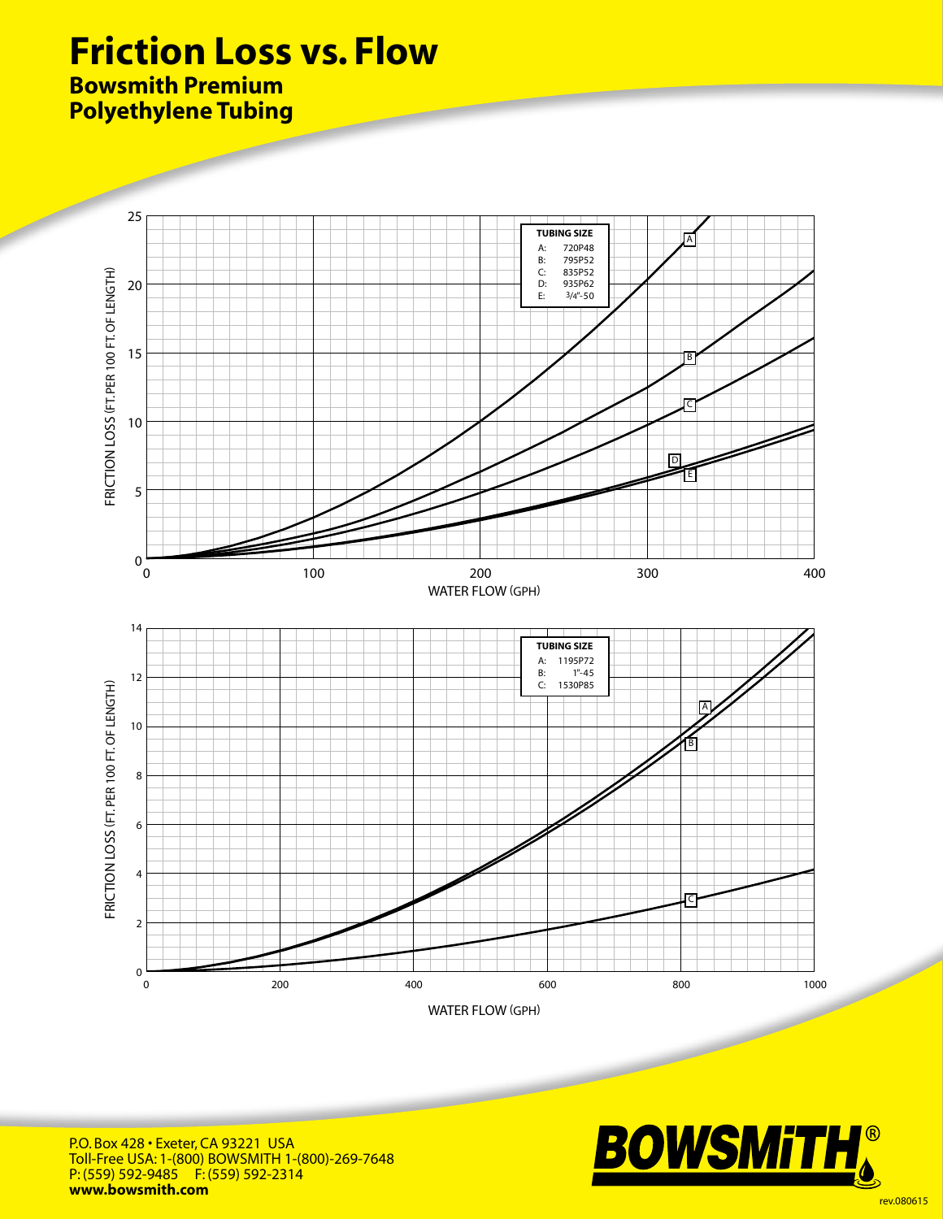# Friction Loss vs. Flow

## Bowsmith Premium Polyethylene Tubing

FRICTION LOSS (FT. PER 100 FT. OF LENGTH)

0
5
10
15
20
25

0
100
200
300
400

WATER FLOW (GPH)

TUBING SIZE
A: 720P48
B: 795P52
C: 835P52
D: 935P62
E: 3/4"-50

A
B
C
D
E

FRICTION LOSS (FT. PER 100 FT. OF LENGTH)

0
2
4
6
8
10
12
14

0
200
400
600
800
1000

WATER FLOW (GPH)

TUBING SIZE
A: 1195P72
B: 1"-45
C: 1530P85

A
B
C

P.O. Box 428 • Exeter, CA 93221 USA
Toll-Free USA: 1-(800) BOWSMITH 1-(800)-269-7648
P: (559) 592-9485 F: (559) 592-2314
**www.bowsmith.com**

BOWSMiTH®

rev.080615